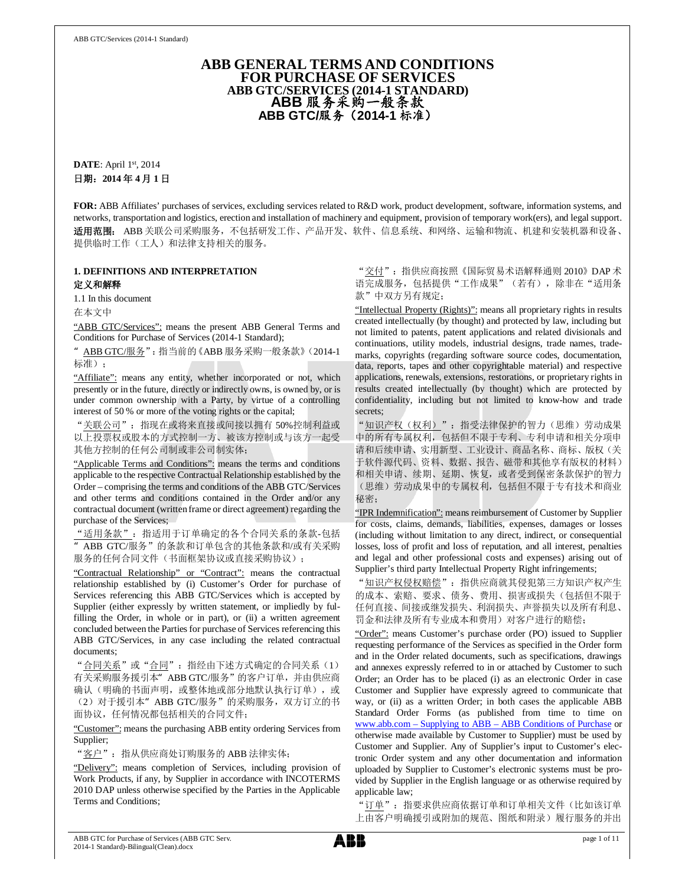# ABB GENERAL TERMS AND CONDITIONS FOR PURCHASE OF SERVICES

## ABB GTC/SERVICES (2014-1 STANDARD)

# ABB 服务采购一般条款

## ABB GTC/服务（2014-1 标准）

**DATE**: April 1st, 2014

**日期：2014 年 4 月 1 日**

**FOR:** ABB Affiliates' purchases of services, excluding services related to R&D work, product development, software, information systems, and networks, transportation and logistics, erection and installation of machinery and equipment, provision of temporary work(ers), and legal support.

**适用范围：** ABB 关联公司采购服务，不包括研发工作、产品开发、软件、信息系统、和网络、运输和物流、机建和安装机器和设备、提供临时工作（工人）和法律支持相关的服务。

### 1. DEFINITIONS AND INTERPRETATION

### 定义和解释

1.1 In this document

在本文中

"ABB GTC/Services": means the present ABB General Terms and Conditions for Purchase of Services (2014-1 Standard);

"ABB GTC/服务"：指当前的《ABB 服务采购一般条款》（2014-1 标准）；

"Affiliate": means any entity, whether incorporated or not, which presently or in the future, directly or indirectly owns, is owned by, or is under common ownership with a Party, by virtue of a controlling interest of 50 % or more of the voting rights or the capital;

"关联公司"：指现在或将来直接或间接以拥有 50%控制利益或以上投票权或股本的方式控制一方、被该方控制或与该方一起受其他方控制的任何公司制或非公司制实体；

"Applicable Terms and Conditions": means the terms and conditions applicable to the respective Contractual Relationship established by the Order – comprising the terms and conditions of the ABB GTC/Services and other terms and conditions contained in the Order and/or any contractual document (written frame or direct agreement) regarding the purchase of the Services;

"适用条款"：指适用于订单确定的各个合同关系的条款-包括"ABB GTC/服务"的条款和订单包含的其他条款和/或有关采购服务的任何合同文件（书面框架协议或直接采购协议）；

"Contractual Relationship" or "Contract": means the contractual relationship established by (i) Customer's Order for purchase of Services referencing this ABB GTC/Services which is accepted by Supplier (either expressly by written statement, or impliedly by fulfilling the Order, in whole or in part), or (ii) a written agreement concluded between the Parties for purchase of Services referencing this ABB GTC/Services, in any case including the related contractual documents;

"合同关系"或"合同"：指经由下述方式确定的合同关系（1）有关采购服务援引本"ABB GTC/服务"的客户订单，并由供应商确认（明确的书面声明，或整体地或部分地默认执行订单），或（2）对于援引本"ABB GTC/服务"的采购服务，双方订立的书面协议，任何情况都包括相关的合同文件；

"Customer": means the purchasing ABB entity ordering Services from Supplier;

"客户"：指从供应商处订购服务的 ABB 法律实体；

"Delivery": means completion of Services, including provision of Work Products, if any, by Supplier in accordance with INCOTERMS 2010 DAP unless otherwise specified by the Parties in the Applicable Terms and Conditions;

"交付"：指供应商按照《国际贸易术语解释通则 2010》DAP 术语完成服务，包括提供"工作成果"（若有），除非在"适用条款"中双方另有规定；

"Intellectual Property (Rights)": means all proprietary rights in results created intellectually (by thought) and protected by law, including but not limited to patents, patent applications and related divisionals and continuations, utility models, industrial designs, trade names, trademarks, copyrights (regarding software source codes, documentation, data, reports, tapes and other copyrightable material) and respective applications, renewals, extensions, restorations, or proprietary rights in results created intellectually (by thought) which are protected by confidentiality, including but not limited to know-how and trade secrets;

"知识产权（权利）"：指受法律保护的智力（思维）劳动成果中的所有专属权利，包括但不限于专利、专利申请和相关分项申请和后续申请、实用新型、工业设计、商品名称、商标、版权（关于软件源代码、资料、数据、报告、磁带和其他享有版权的材料）和相关申请、续期、延期、恢复，或者受到保密条款保护的智力（思维）劳动成果中的专属权利，包括但不限于专有技术和商业秘密；

"IPR Indemnification": means reimbursement of Customer by Supplier for costs, claims, demands, liabilities, expenses, damages or losses (including without limitation to any direct, indirect, or consequential losses, loss of profit and loss of reputation, and all interest, penalties and legal and other professional costs and expenses) arising out of Supplier's third party Intellectual Property Right infringements;

"知识产权侵权赔偿"：指供应商就其侵犯第三方知识产权产生的成本、索赔、要求、债务、费用、损害或损失（包括但不限于任何直接、间接或继发损失、利润损失、声誉损失以及所有利息、罚金和法律及所有专业成本和费用）对客户进行的赔偿；

"Order": means Customer's purchase order (PO) issued to Supplier requesting performance of the Services as specified in the Order form and in the Order related documents, such as specifications, drawings and annexes expressly referred to in or attached by Customer to such Order; an Order has to be placed (i) as an electronic Order in case Customer and Supplier have expressly agreed to communicate that way, or (ii) as a written Order; in both cases the applicable ABB Standard Order Forms (as published from time to time on www.abb.com – Supplying to ABB – ABB Conditions of Purchase or otherwise made available by Customer to Supplier) must be used by Customer and Supplier. Any of Supplier's input to Customer's electronic Order system and any other documentation and information uploaded by Supplier to Customer's electronic systems must be provided by Supplier in the English language or as otherwise required by applicable law;

"订单"：指要求供应商依据订单和订单相关文件（比如该订单上由客户明确援引或附加的规范、图纸和附录）履行服务的并出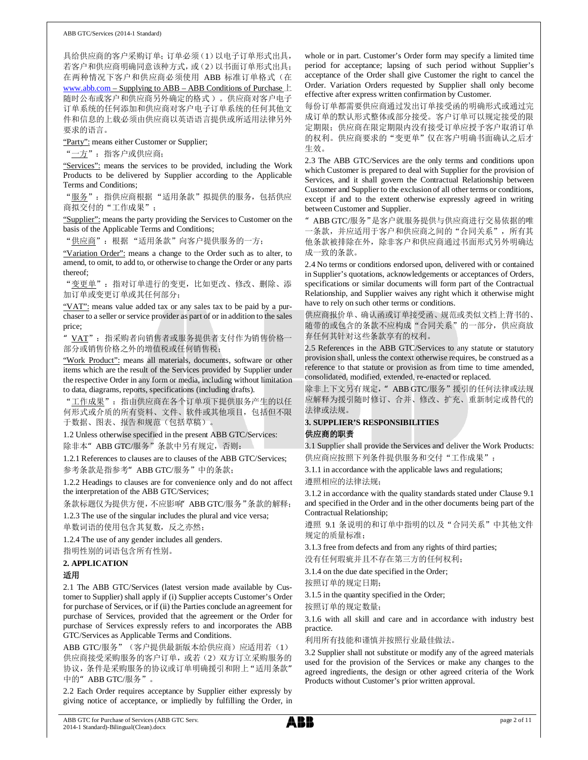具给供应商的客户采购订单；订单必须（1）以电子订单形式出具，若客户和供应商明确同意该种方式，或（2）以书面订单形式出具；在两种情况下客户和供应商必须使用 ABB 标准订单格式（在 www.abb.com – Supplying to ABB – ABB Conditions of Purchase 上随时公布或客户和供应商另外确定的格式）。供应商对客户电子订单系统的任何添加和供应商对客户电子订单系统的任何其他文件和信息的上载必须由供应商以英语语言提供或所适用法律另外要求的语言。

"Party": means either Customer or Supplier;

"一方"：指客户或供应商；

"Services": means the services to be provided, including the Work Products to be delivered by Supplier according to the Applicable Terms and Conditions;

"服务"：指供应商根据"适用条款"拟提供的服务，包括供应商拟交付的"工作成果"；

"Supplier": means the party providing the Services to Customer on the basis of the Applicable Terms and Conditions;

"供应商"：根据"适用条款"向客户提供服务的一方；

"Variation Order": means a change to the Order such as to alter, to amend, to omit, to add to, or otherwise to change the Order or any parts thereof;

"变更单"：指对订单进行的变更，比如更改、修改、删除、添加订单或变更订单或其任何部分；

"VAT": means value added tax or any sales tax to be paid by a purchaser to a seller or service provider as part of or in addition to the sales price;

"VAT"：指采购者向销售者或服务提供者支付作为销售价格一部分或销售价格之外的增值税或任何销售税；

"Work Product": means all materials, documents, software or other items which are the result of the Services provided by Supplier under the respective Order in any form or media, including without limitation to data, diagrams, reports, specifications (including drafts).

"工作成果"：指由供应商在各个订单项下提供服务产生的以任何形式或介质的所有资料、文件、软件或其他项目，包括但不限于数据、图表、报告和规范（包括草稿）。

1.2 Unless otherwise specified in the present ABB GTC/Services:

除非本"ABB GTC/服务"条款中另有规定，否则：

1.2.1 References to clauses are to clauses of the ABB GTC/Services;

参考条款是指参考"ABB GTC/服务"中的条款；

1.2.2 Headings to clauses are for convenience only and do not affect the interpretation of the ABB GTC/Services;

条款标题仅为提供方便，不应影响"ABB GTC/服务"条款的解释；

1.2.3 The use of the singular includes the plural and vice versa;

单数词语的使用包含其复数，反之亦然；

1.2.4 The use of any gender includes all genders.

指明性别的词语包含所有性别。

## 2. APPLICATION

## 适用

2.1 The ABB GTC/Services (latest version made available by Customer to Supplier) shall apply if (i) Supplier accepts Customer's Order for purchase of Services, or if (ii) the Parties conclude an agreement for purchase of Services, provided that the agreement or the Order for purchase of Services expressly refers to and incorporates the ABB GTC/Services as Applicable Terms and Conditions.

ABB GTC/服务"（客户提供最新版本给供应商）应适用若（1）供应商接受采购服务的客户订单，或若（2）双方订立采购服务的协议，条件是采购服务的协议或订单明确援引和附上"适用条款"中的"ABB GTC/服务"。

2.2 Each Order requires acceptance by Supplier either expressly by giving notice of acceptance, or impliedly by fulfilling the Order, in whole or in part. Customer's Order form may specify a limited time period for acceptance; lapsing of such period without Supplier's acceptance of the Order shall give Customer the right to cancel the Order. Variation Orders requested by Supplier shall only become effective after express written confirmation by Customer.

每份订单都需要供应商通过发出订单接受函的明确形式或通过完成订单的默认形式整体或部分接受。客户订单可以规定接受的限定期限；供应商在限定期限内没有接受订单应授予客户取消订单的权利。供应商要求的"变更单"仅在客户明确书面确认之后才生效。

2.3 The ABB GTC/Services are the only terms and conditions upon which Customer is prepared to deal with Supplier for the provision of Services, and it shall govern the Contractual Relationship between Customer and Supplier to the exclusion of all other terms or conditions, except if and to the extent otherwise expressly agreed in writing between Customer and Supplier.

"ABB GTC/服务"是客户就服务提供与供应商进行交易依据的唯一条款，并应适用于客户和供应商之间的"合同关系"，所有其他条款被排除在外，除非客户和供应商通过书面形式另外明确达成一致的条款。

2.4 No terms or conditions endorsed upon, delivered with or contained in Supplier's quotations, acknowledgements or acceptances of Orders, specifications or similar documents will form part of the Contractual Relationship, and Supplier waives any right which it otherwise might have to rely on such other terms or conditions.

供应商报价单、确认函或订单接受函、规范或类似文档上背书的、随带的或包含的条款不应构成"合同关系"的一部分，供应商放弃任何其针对这些条款享有的权利。

2.5 References in the ABB GTC/Services to any statute or statutory provision shall, unless the context otherwise requires, be construed as a reference to that statute or provision as from time to time amended, consolidated, modified, extended, re-enacted or replaced.

除非上下文另有规定，"ABB GTC/服务"援引的任何法律或法规应解释为援引随时修订、合并、修改、扩充、重新制定或替代的法律或法规。

## 3. SUPPLIER'S RESPONSIBILITIES

## 供应商的职责

3.1 Supplier shall provide the Services and deliver the Work Products:

供应商应按照下列条件提供服务和交付"工作成果"：

3.1.1 in accordance with the applicable laws and regulations;

遵照相应的法律法规；

3.1.2 in accordance with the quality standards stated under Clause 9.1 and specified in the Order and in the other documents being part of the Contractual Relationship;

遵照 9.1 条说明的和订单中指明的以及"合同关系"中其他文件规定的质量标准；

3.1.3 free from defects and from any rights of third parties;

没有任何瑕疵并且不存在第三方的任何权利；

3.1.4 on the due date specified in the Order;

按照订单的规定日期；

3.1.5 in the quantity specified in the Order;

按照订单的规定数量；

3.1.6 with all skill and care and in accordance with industry best practice.

利用所有技能和谨慎并按照行业最佳做法。

3.2 Supplier shall not substitute or modify any of the agreed materials used for the provision of the Services or make any changes to the agreed ingredients, the design or other agreed criteria of the Work Products without Customer's prior written approval.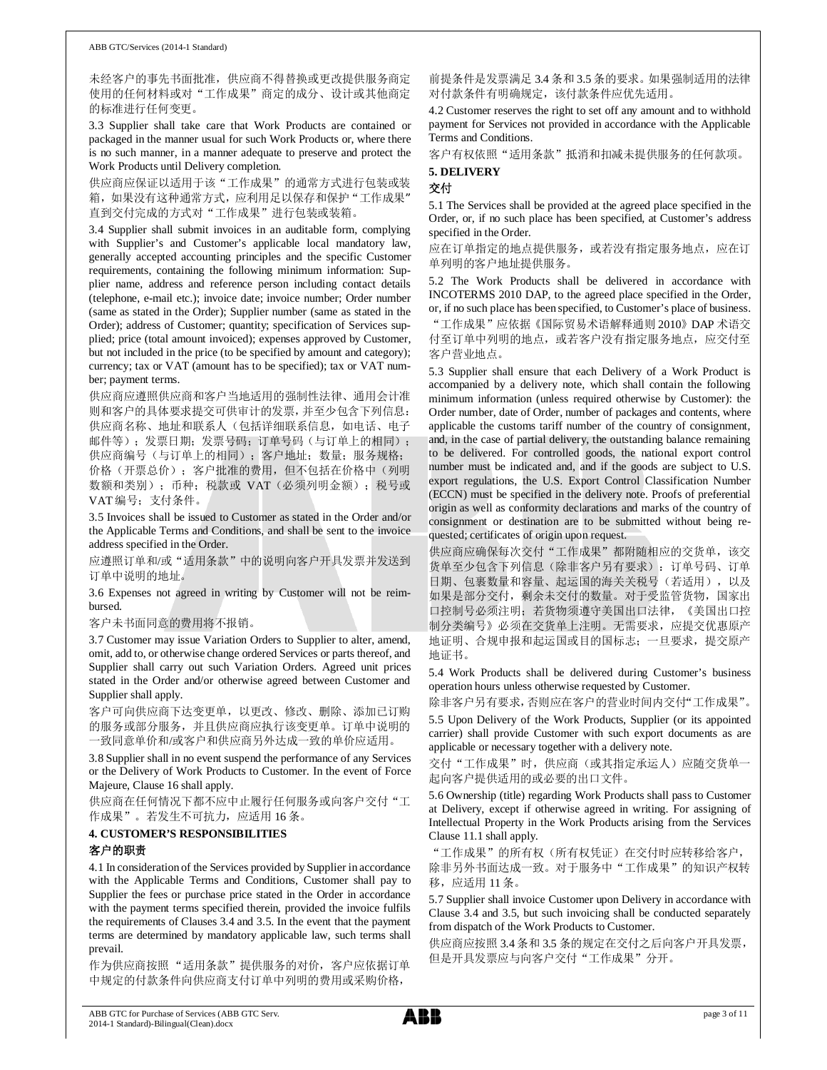未经客户的事先书面批准，供应商不得替换或更改提供服务商定使用的任何材料或对“工作成果”商定的成分、设计或其他商定的标准进行任何变更。

3.3 Supplier shall take care that Work Products are contained or packaged in the manner usual for such Work Products or, where there is no such manner, in a manner adequate to preserve and protect the Work Products until Delivery completion.

供应商应保证以适用于该“工作成果”的通常方式进行包装或装箱，如果没有这种通常方式，应利用足以保存和保护“工作成果”直到交付完成的方式对“工作成果”进行包装或装箱。

3.4 Supplier shall submit invoices in an auditable form, complying with Supplier's and Customer's applicable local mandatory law, generally accepted accounting principles and the specific Customer requirements, containing the following minimum information: Supplier name, address and reference person including contact details (telephone, e-mail etc.); invoice date; invoice number; Order number (same as stated in the Order); Supplier number (same as stated in the Order); address of Customer; quantity; specification of Services supplied; price (total amount invoiced); expenses approved by Customer, but not included in the price (to be specified by amount and category); currency; tax or VAT (amount has to be specified); tax or VAT number; payment terms.

供应商应遵照供应商和客户当地适用的强制性法律、通用会计准则和客户的具体要求提交可供审计的发票，并至少包含下列信息：供应商名称、地址和联系人（包括详细联系信息，如电话、电子邮件等）；发票日期；发票号码；订单号码（与订单上的相同）；供应商编号（与订单上的相同）；客户地址；数量；服务规格；价格（开票总价）；客户批准的费用，但不包括在价格中（列明数额和类别）；币种；税款或 VAT（必须列明金额）；税号或 VAT 编号；支付条件。

3.5 Invoices shall be issued to Customer as stated in the Order and/or the Applicable Terms and Conditions, and shall be sent to the invoice address specified in the Order.

应遵照订单和/或“适用条款”中的说明向客户开具发票并发送到订单中说明的地址。

3.6 Expenses not agreed in writing by Customer will not be reimbursed.

客户未书面同意的费用将不报销。

3.7 Customer may issue Variation Orders to Supplier to alter, amend, omit, add to, or otherwise change ordered Services or parts thereof, and Supplier shall carry out such Variation Orders. Agreed unit prices stated in the Order and/or otherwise agreed between Customer and Supplier shall apply.

客户可向供应商下达变更单，以更改、修改、删除、添加已订购的服务或部分服务，并且供应商应执行该变更单。订单中说明的一致同意单价和/或客户和供应商另外达成一致的单价应适用。

3.8 Supplier shall in no event suspend the performance of any Services or the Delivery of Work Products to Customer. In the event of Force Majeure, Clause 16 shall apply.

供应商在任何情况下都不应中止履行任何服务或向客户交付“工作成果”。若发生不可抗力，应适用 16 条。

**4. CUSTOMER'S RESPONSIBILITIES**

**客户的职责**

4.1 In consideration of the Services provided by Supplier in accordance with the Applicable Terms and Conditions, Customer shall pay to Supplier the fees or purchase price stated in the Order in accordance with the payment terms specified therein, provided the invoice fulfils the requirements of Clauses 3.4 and 3.5. In the event that the payment terms are determined by mandatory applicable law, such terms shall prevail.

作为供应商按照“适用条款”提供服务的对价，客户应依据订单中规定的付款条件向供应商支付订单中列明的费用或采购价格，前提条件是发票满足 3.4 条和 3.5 条的要求。如果强制适用的法律对付款条件有明确规定，该付款条件应优先适用。

4.2 Customer reserves the right to set off any amount and to withhold payment for Services not provided in accordance with the Applicable Terms and Conditions.

客户有权依照“适用条款”抵消和扣减未提供服务的任何款项。

**5. DELIVERY**

**交付**

5.1 The Services shall be provided at the agreed place specified in the Order, or, if no such place has been specified, at Customer's address specified in the Order.

应在订单指定的地点提供服务，或若没有指定服务地点，应在订单列明的客户地址提供服务。

5.2 The Work Products shall be delivered in accordance with INCOTERMS 2010 DAP, to the agreed place specified in the Order, or, if no such place has been specified, to Customer's place of business.

“工作成果”应依据《国际贸易术语解释通则 2010》DAP 术语交付至订单中列明的地点，或若客户没有指定服务地点，应交付至客户营业地点。

5.3 Supplier shall ensure that each Delivery of a Work Product is accompanied by a delivery note, which shall contain the following minimum information (unless required otherwise by Customer): the Order number, date of Order, number of packages and contents, where applicable the customs tariff number of the country of consignment, and, in the case of partial delivery, the outstanding balance remaining to be delivered. For controlled goods, the national export control number must be indicated and, and if the goods are subject to U.S. export regulations, the U.S. Export Control Classification Number (ECCN) must be specified in the delivery note. Proofs of preferential origin as well as conformity declarations and marks of the country of consignment or destination are to be submitted without being requested; certificates of origin upon request.

供应商应确保每次交付“工作成果”都附随相应的交货单，该交货单至少包含下列信息（除非客户另有要求）：订单号码、订单日期、包裹数量和容量、起运国的海关关税号（若适用），以及如果是部分交付，剩余未交付的数量。对于受监管货物，国家出口控制号必须注明；若货物须遵守美国出口法律，《美国出口控制分类编号》必须在交货单上注明。无需要求，应提交优惠原产地证明、合规申报和起运国或目的国标志；一旦要求，提交原产地证书。

5.4 Work Products shall be delivered during Customer's business operation hours unless otherwise requested by Customer.

除非客户另有要求，否则应在客户的营业时间内交付“工作成果”。

5.5 Upon Delivery of the Work Products, Supplier (or its appointed carrier) shall provide Customer with such export documents as are applicable or necessary together with a delivery note.

交付“工作成果”时，供应商（或其指定承运人）应随交货单一起向客户提供适用的或必要的出口文件。

5.6 Ownership (title) regarding Work Products shall pass to Customer at Delivery, except if otherwise agreed in writing. For assigning of Intellectual Property in the Work Products arising from the Services Clause 11.1 shall apply.

“工作成果”的所有权（所有权凭证）在交付时应转移给客户，除非另外书面达成一致。对于服务中“工作成果”的知识产权转移，应适用 11 条。

5.7 Supplier shall invoice Customer upon Delivery in accordance with Clause 3.4 and 3.5, but such invoicing shall be conducted separately from dispatch of the Work Products to Customer.

供应商应按照 3.4 条和 3.5 条的规定在交付之后向客户开具发票，但是开具发票应与向客户交付“工作成果”分开。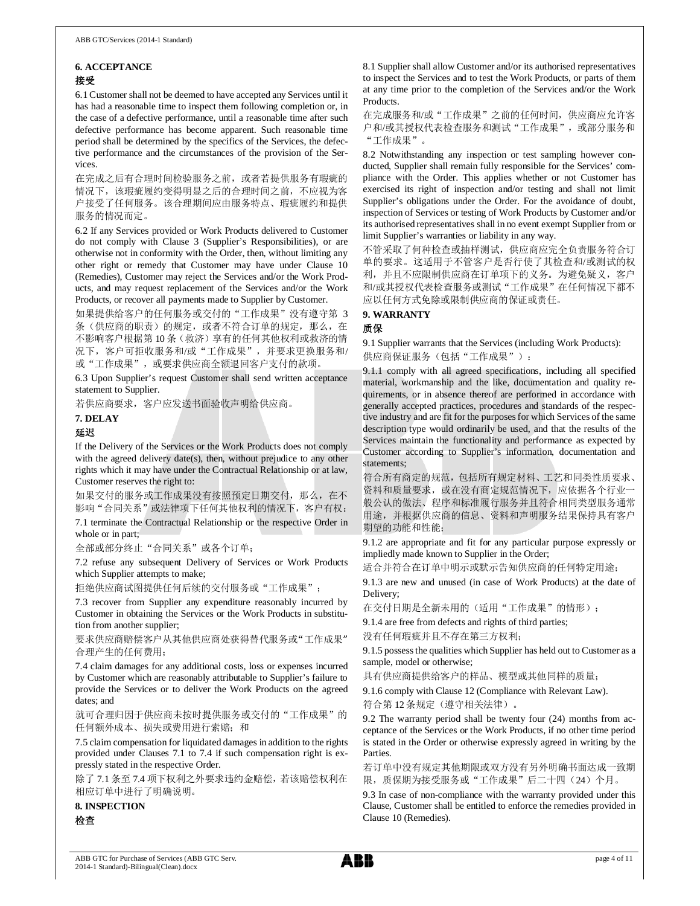## 6. ACCEPTANCE

## 接受

6.1 Customer shall not be deemed to have accepted any Services until it has had a reasonable time to inspect them following completion or, in the case of a defective performance, until a reasonable time after such defective performance has become apparent. Such reasonable time period shall be determined by the specifics of the Services, the defective performance and the circumstances of the provision of the Services.

在完成之后有合理时间检验服务之前，或者若提供服务有瑕疵的情况下，该瑕疵履约变得明显之后的合理时间之前，不应视为客户接受了任何服务。该合理期间应由服务特点、瑕疵履约和提供服务的情况而定。

6.2 If any Services provided or Work Products delivered to Customer do not comply with Clause 3 (Supplier's Responsibilities), or are otherwise not in conformity with the Order, then, without limiting any other right or remedy that Customer may have under Clause 10 (Remedies), Customer may reject the Services and/or the Work Products, and may request replacement of the Services and/or the Work Products, or recover all payments made to Supplier by Customer.

如果提供给客户的任何服务或交付的"工作成果"没有遵守第 3 条（供应商的职责）的规定，或者不符合订单的规定，那么，在不影响客户根据第 10 条（救济）享有的任何其他权利或救济的情况下，客户可拒收服务和/或"工作成果"，并要求更换服务和/或"工作成果"，或要求供应商全额退回客户支付的款项。

6.3 Upon Supplier's request Customer shall send written acceptance statement to Supplier.

若供应商要求，客户应发送书面验收声明给供应商。

## 7. DELAY

## 延迟

If the Delivery of the Services or the Work Products does not comply with the agreed delivery date(s), then, without prejudice to any other rights which it may have under the Contractual Relationship or at law, Customer reserves the right to:

如果交付的服务或工作成果没有按照预定日期交付，那么，在不影响"合同关系"或法律项下任何其他权利的情况下，客户有权：

7.1 terminate the Contractual Relationship or the respective Order in whole or in part;

全部或部分终止"合同关系"或各个订单；

7.2 refuse any subsequent Delivery of Services or Work Products which Supplier attempts to make;

拒绝供应商试图提供任何后续的交付服务或"工作成果"；

7.3 recover from Supplier any expenditure reasonably incurred by Customer in obtaining the Services or the Work Products in substitution from another supplier;

要求供应商赔偿客户从其他供应商处获得替代服务或"工作成果"合理产生的任何费用；

7.4 claim damages for any additional costs, loss or expenses incurred by Customer which are reasonably attributable to Supplier's failure to provide the Services or to deliver the Work Products on the agreed dates; and

就可合理归因于供应商未按时提供服务或交付的"工作成果"的任何额外成本、损失或费用进行索赔；和

7.5 claim compensation for liquidated damages in addition to the rights provided under Clauses 7.1 to 7.4 if such compensation right is expressly stated in the respective Order.

除了 7.1 条至 7.4 项下权利之外要求违约金赔偿，若该赔偿权利在相应订单中进行了明确说明。

## 8. INSPECTION

## 检查

8.1 Supplier shall allow Customer and/or its authorised representatives to inspect the Services and to test the Work Products, or parts of them at any time prior to the completion of the Services and/or the Work Products.

在完成服务和/或"工作成果"之前的任何时间，供应商应允许客户和/或其授权代表检查服务和测试"工作成果"，或部分服务和"工作成果"。

8.2 Notwithstanding any inspection or test sampling however conducted, Supplier shall remain fully responsible for the Services' compliance with the Order. This applies whether or not Customer has exercised its right of inspection and/or testing and shall not limit Supplier's obligations under the Order. For the avoidance of doubt, inspection of Services or testing of Work Products by Customer and/or its authorised representatives shall in no event exempt Supplier from or limit Supplier's warranties or liability in any way.

不管采取了何种检查或抽样测试，供应商应完全负责服务符合订单的要求。这适用于不管客户是否行使了其检查和/或测试的权利，并且不应限制供应商在订单项下的义务。为避免疑义，客户和/或其授权代表检查服务或测试"工作成果"在任何情况下都不应以任何方式免除或限制供应商的保证或责任。

## 9. WARRANTY

## 质保

9.1 Supplier warrants that the Services (including Work Products):

供应商保证服务（包括"工作成果"）：

9.1.1 comply with all agreed specifications, including all specified material, workmanship and the like, documentation and quality requirements, or in absence thereof are performed in accordance with generally accepted practices, procedures and standards of the respective industry and are fit for the purposes for which Services of the same description type would ordinarily be used, and that the results of the Services maintain the functionality and performance as expected by Customer according to Supplier's information, documentation and statements;

符合所有商定的规范，包括所有规定材料、工艺和同类性质要求、资料和质量要求，或在没有商定规范情况下，应依据各个行业一般公认的做法、程序和标准履行服务并且符合相同类型服务通常用途，并根据供应商的信息、资料和声明服务结果保持具有客户期望的功能和性能；

9.1.2 are appropriate and fit for any particular purpose expressly or impliedly made known to Supplier in the Order;

适合并符合在订单中明示或默示告知供应商的任何特定用途；

9.1.3 are new and unused (in case of Work Products) at the date of Delivery;

在交付日期是全新未用的（适用"工作成果"的情形）；

9.1.4 are free from defects and rights of third parties;

没有任何瑕疵并且不存在第三方权利；

9.1.5 possess the qualities which Supplier has held out to Customer as a sample, model or otherwise;

具有供应商提供给客户的样品、模型或其他同样的质量；

9.1.6 comply with Clause 12 (Compliance with Relevant Law).

符合第 12 条规定（遵守相关法律）。

9.2 The warranty period shall be twenty four (24) months from acceptance of the Services or the Work Products, if no other time period is stated in the Order or otherwise expressly agreed in writing by the Parties.

若订单中没有规定其他期限或双方没有另外明确书面达成一致期限，质保期为接受服务或"工作成果"后二十四（24）个月。

9.3 In case of non-compliance with the warranty provided under this Clause, Customer shall be entitled to enforce the remedies provided in Clause 10 (Remedies).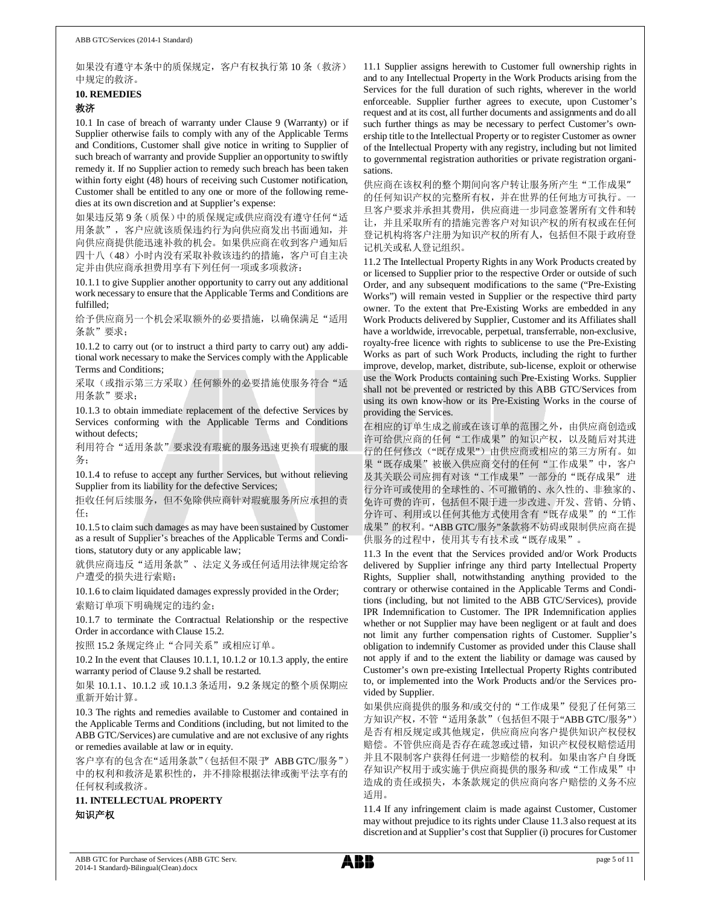如果没有遵守本条中的质保规定，客户有权执行第 10 条（救济）中规定的救济。

## 10. REMEDIES

## 救济

10.1 In case of breach of warranty under Clause 9 (Warranty) or if Supplier otherwise fails to comply with any of the Applicable Terms and Conditions, Customer shall give notice in writing to Supplier of such breach of warranty and provide Supplier an opportunity to swiftly remedy it. If no Supplier action to remedy such breach has been taken within forty eight (48) hours of receiving such Customer notification, Customer shall be entitled to any one or more of the following remedies at its own discretion and at Supplier's expense:

如果违反第 9 条（质保）中的质保规定或供应商没有遵守任何"适用条款"，客户应就该质保违约行为向供应商发出书面通知，并向供应商提供能迅速补救的机会。如果供应商在收到客户通知后四十八（48）小时内没有采取补救该违约的措施，客户可自主决定并由供应商承担费用享有下列任何一项或多项救济：

10.1.1 to give Supplier another opportunity to carry out any additional work necessary to ensure that the Applicable Terms and Conditions are fulfilled;

给予供应商另一个机会采取额外的必要措施，以确保满足"适用条款"要求；

10.1.2 to carry out (or to instruct a third party to carry out) any additional work necessary to make the Services comply with the Applicable Terms and Conditions;

采取（或指示第三方采取）任何额外的必要措施使服务符合"适用条款"要求；

10.1.3 to obtain immediate replacement of the defective Services by Services conforming with the Applicable Terms and Conditions without defects;

利用符合"适用条款"要求没有瑕疵的服务迅速更换有瑕疵的服务；

10.1.4 to refuse to accept any further Services, but without relieving Supplier from its liability for the defective Services;

拒收任何后续服务，但不免除供应商针对瑕疵服务所应承担的责任；

10.1.5 to claim such damages as may have been sustained by Customer as a result of Supplier's breaches of the Applicable Terms and Conditions, statutory duty or any applicable law;

就供应商违反"适用条款"、法定义务或任何适用法律规定给客户遭受的损失进行索赔；

10.1.6 to claim liquidated damages expressly provided in the Order;

索赔订单项下明确规定的违约金；

10.1.7 to terminate the Contractual Relationship or the respective Order in accordance with Clause 15.2.

按照 15.2 条规定终止"合同关系"或相应订单。

10.2 In the event that Clauses 10.1.1, 10.1.2 or 10.1.3 apply, the entire warranty period of Clause 9.2 shall be restarted.

如果 10.1.1、10.1.2 或 10.1.3 条适用，9.2 条规定的整个质保期应重新开始计算。

10.3 The rights and remedies available to Customer and contained in the Applicable Terms and Conditions (including, but not limited to the ABB GTC/Services) are cumulative and are not exclusive of any rights or remedies available at law or in equity.

客户享有的包含在"适用条款"（包括但不限于"ABB GTC/服务"）中的权利和救济是累积性的，并不排除根据法律或衡平法享有的任何权利或救济。

## 11. INTELLECTUAL PROPERTY

## 知识产权

11.1 Supplier assigns herewith to Customer full ownership rights in and to any Intellectual Property in the Work Products arising from the Services for the full duration of such rights, wherever in the world enforceable. Supplier further agrees to execute, upon Customer's request and at its cost, all further documents and assignments and do all such further things as may be necessary to perfect Customer's ownership title to the Intellectual Property or to register Customer as owner of the Intellectual Property with any registry, including but not limited to governmental registration authorities or private registration organisations.

供应商在该权利的整个期间向客户转让服务所产生"工作成果"的任何知识产权的完整所有权，并在世界的任何地方可执行。一旦客户要求并承担其费用，供应商进一步同意签署所有文件和转让，并且采取所有的措施完善客户对知识产权的所有权或在任何登记机构将客户注册为知识产权的所有人，包括但不限于政府登记机关或私人登记组织。

11.2 The Intellectual Property Rights in any Work Products created by or licensed to Supplier prior to the respective Order or outside of such Order, and any subsequent modifications to the same ("Pre-Existing Works") will remain vested in Supplier or the respective third party owner. To the extent that Pre-Existing Works are embedded in any Work Products delivered by Supplier, Customer and its Affiliates shall have a worldwide, irrevocable, perpetual, transferrable, non-exclusive, royalty-free licence with rights to sublicense to use the Pre-Existing Works as part of such Work Products, including the right to further improve, develop, market, distribute, sub-license, exploit or otherwise use the Work Products containing such Pre-Existing Works. Supplier shall not be prevented or restricted by this ABB GTC/Services from using its own know-how or its Pre-Existing Works in the course of providing the Services.

在相应的订单生成之前或在该订单的范围之外，由供应商创造或许可给供应商的任何"工作成果"的知识产权，以及随后对其进行的任何修改（"既存成果"）由供应商或相应的第三方所有。如果"既存成果"被嵌入供应商交付的任何"工作成果"中，客户及其关联公司应拥有对该"工作成果"一部分的"既存成果"进行分许可或使用的全球性的、不可撤销的、永久性的、非独家的、免许可费的许可，包括但不限于进一步改进、开发、营销、分销、分许可、利用或以任何其他方式使用含有"既存成果"的"工作成果"的权利。"ABB GTC/服务"条款将不妨碍或限制供应商在提供服务的过程中，使用其专有技术或"既存成果"。

11.3 In the event that the Services provided and/or Work Products delivered by Supplier infringe any third party Intellectual Property Rights, Supplier shall, notwithstanding anything provided to the contrary or otherwise contained in the Applicable Terms and Conditions (including, but not limited to the ABB GTC/Services), provide IPR Indemnification to Customer. The IPR Indemnification applies whether or not Supplier may have been negligent or at fault and does not limit any further compensation rights of Customer. Supplier's obligation to indemnify Customer as provided under this Clause shall not apply if and to the extent the liability or damage was caused by Customer's own pre-existing Intellectual Property Rights contributed to, or implemented into the Work Products and/or the Services provided by Supplier.

如果供应商提供的服务和/或交付的"工作成果"侵犯了任何第三方知识产权，不管"适用条款"（包括但不限于"ABB GTC/服务"）是否有相反规定或其他规定，供应商应向客户提供知识产权侵权赔偿。不管供应商是否存在疏忽或过错，知识产权侵权赔偿适用并且不限制客户获得任何进一步赔偿的权利。如果由客户自身既存知识产权用于或实施于供应商提供的服务和/或"工作成果"中造成的责任或损失，本条款规定的供应商向客户赔偿的义务不应适用。

11.4 If any infringement claim is made against Customer, Customer may without prejudice to its rights under Clause 11.3 also request at its discretion and at Supplier's cost that Supplier (i) procures for Customer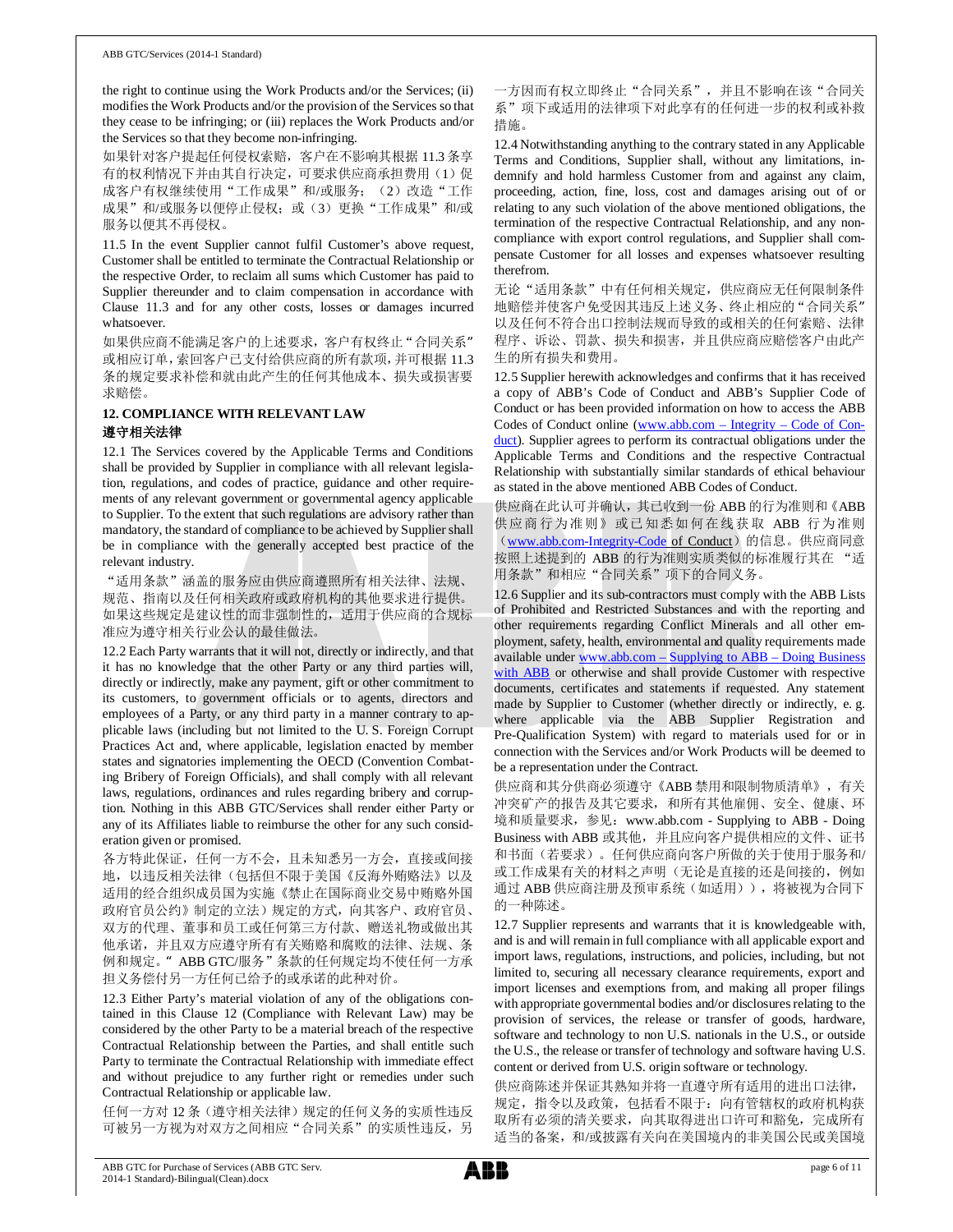the right to continue using the Work Products and/or the Services; (ii) modifies the Work Products and/or the provision of the Services so that they cease to be infringing; or (iii) replaces the Work Products and/or the Services so that they become non-infringing.

如果针对客户提起任何侵权索赔，客户在不影响其根据 11.3 条享有的权利情况下并由其自行决定，可要求供应商承担费用（1）促成客户有权继续使用"工作成果"和/或服务；（2）改造"工作成果"和/或服务以便停止侵权；或（3）更换"工作成果"和/或服务以便其不再侵权。

11.5 In the event Supplier cannot fulfil Customer's above request, Customer shall be entitled to terminate the Contractual Relationship or the respective Order, to reclaim all sums which Customer has paid to Supplier thereunder and to claim compensation in accordance with Clause 11.3 and for any other costs, losses or damages incurred whatsoever.

如果供应商不能满足客户的上述要求，客户有权终止"合同关系"或相应订单，索回客户已支付给供应商的所有款项，并可根据 11.3 条的规定要求补偿和就由此产生的任何其他成本、损失或损害要求赔偿。

## 12. COMPLIANCE WITH RELEVANT LAW
## 遵守相关法律

12.1 The Services covered by the Applicable Terms and Conditions shall be provided by Supplier in compliance with all relevant legislation, regulations, and codes of practice, guidance and other requirements of any relevant government or governmental agency applicable to Supplier. To the extent that such regulations are advisory rather than mandatory, the standard of compliance to be achieved by Supplier shall be in compliance with the generally accepted best practice of the relevant industry.

"适用条款"涵盖的服务应由供应商遵照所有相关法律、法规、规范、指南以及任何相关政府或政府机构的其他要求进行提供。如果这些规定是建议性的而非强制性的，适用于供应商的合规标准应为遵守相关行业公认的最佳做法。

12.2 Each Party warrants that it will not, directly or indirectly, and that it has no knowledge that the other Party or any third parties will, directly or indirectly, make any payment, gift or other commitment to its customers, to government officials or to agents, directors and employees of a Party, or any third party in a manner contrary to applicable laws (including but not limited to the U. S. Foreign Corrupt Practices Act and, where applicable, legislation enacted by member states and signatories implementing the OECD (Convention Combating Bribery of Foreign Officials), and shall comply with all relevant laws, regulations, ordinances and rules regarding bribery and corruption. Nothing in this ABB GTC/Services shall render either Party or any of its Affiliates liable to reimburse the other for any such consideration given or promised.

各方特此保证，任何一方不会，且未知悉另一方会，直接或间接地，以违反相关法律（包括但不限于美国《反海外贿赂法》以及适用的经合组织成员国为实施《禁止在国际商业交易中贿赂外国政府官员公约》制定的立法）规定的方式，向其客户、政府官员、双方的代理、董事和员工或任何第三方付款、赠送礼物或做出其他承诺，并且双方应遵守所有有关贿赂和腐败的法律、法规、条例和规定。" ABB GTC/服务"条款的任何规定均不使任何一方承担义务偿付另一方任何已给予的或承诺的此种对价。

12.3 Either Party's material violation of any of the obligations contained in this Clause 12 (Compliance with Relevant Law) may be considered by the other Party to be a material breach of the respective Contractual Relationship between the Parties, and shall entitle such Party to terminate the Contractual Relationship with immediate effect and without prejudice to any further right or remedies under such Contractual Relationship or applicable law.

任何一方对第 12 条（遵守相关法律）规定的任何义务的实质性违反可被另一方视为对双方之间相应"合同关系"的实质性违反，另一方因而有权立即终止"合同关系"，并且不影响在该"合同关系"项下或适用的法律项下对此享有的任何进一步的权利或补救措施。

12.4 Notwithstanding anything to the contrary stated in any Applicable Terms and Conditions, Supplier shall, without any limitations, indemnify and hold harmless Customer from and against any claim, proceeding, action, fine, loss, cost and damages arising out of or relating to any such violation of the above mentioned obligations, the termination of the respective Contractual Relationship, and any non-compliance with export control regulations, and Supplier shall compensate Customer for all losses and expenses whatsoever resulting therefrom.

无论"适用条款"中有任何相关规定，供应商应无任何限制条件地赔偿并使客户免受因其违反上述义务、终止相应的"合同关系"以及任何不符合出口控制法规而导致的或相关的任何索赔、法律程序、诉讼、罚款、损失和损害，并且供应商应赔偿客户由此产生的所有损失和费用。

12.5 Supplier herewith acknowledges and confirms that it has received a copy of ABB's Code of Conduct and ABB's Supplier Code of Conduct or has been provided information on how to access the ABB Codes of Conduct online (www.abb.com – Integrity – Code of Conduct). Supplier agrees to perform its contractual obligations under the Applicable Terms and Conditions and the respective Contractual Relationship with substantially similar standards of ethical behaviour as stated in the above mentioned ABB Codes of Conduct.

供应商在此认可并确认，其已收到一份 ABB 的行为准则和《ABB 供应商行为准则》或已知悉如何在线获取 ABB 行为准则（www.abb.com-Integrity-Code of Conduct）的信息。供应商同意按照上述提到的 ABB 的行为准则实质类似的标准履行其在 "适用条款"和相应"合同关系"项下的合同义务。

12.6 Supplier and its sub-contractors must comply with the ABB Lists of Prohibited and Restricted Substances and with the reporting and other requirements regarding Conflict Minerals and all other employment, safety, health, environmental and quality requirements made available under www.abb.com – Supplying to ABB – Doing Business with ABB or otherwise and shall provide Customer with respective documents, certificates and statements if requested. Any statement made by Supplier to Customer (whether directly or indirectly, e. g. where applicable via the ABB Supplier Registration and Pre-Qualification System) with regard to materials used for or in connection with the Services and/or Work Products will be deemed to be a representation under the Contract.

供应商和其分供商必须遵守《ABB 禁用和限制物质清单》，有关冲突矿产的报告及其它要求，和所有其他雇佣、安全、健康、环境和质量要求，参见：www.abb.com - Supplying to ABB - Doing Business with ABB 或其他，并且应向客户提供相应的文件、证书和书面（若要求）。任何供应商向客户所做的关于使用于服务和/或工作成果有关的材料之声明（无论是直接的还是间接的，例如通过 ABB 供应商注册及预审系统（如适用）），将被视为合同下的一种陈述。

12.7 Supplier represents and warrants that it is knowledgeable with, and is and will remain in full compliance with all applicable export and import laws, regulations, instructions, and policies, including, but not limited to, securing all necessary clearance requirements, export and import licenses and exemptions from, and making all proper filings with appropriate governmental bodies and/or disclosures relating to the provision of services, the release or transfer of goods, hardware, software and technology to non U.S. nationals in the U.S., or outside the U.S., the release or transfer of technology and software having U.S. content or derived from U.S. origin software or technology.

供应商陈述并保证其熟知并将一直遵守所有适用的进出口法律，规定，指令以及政策，包括不限于：向有管辖权的政府机构获取所有必须的清关要求，向其取得进出口许可和豁免，完成所有适当的备案，和/或披露有关向在美国境内的非美国公民或美国境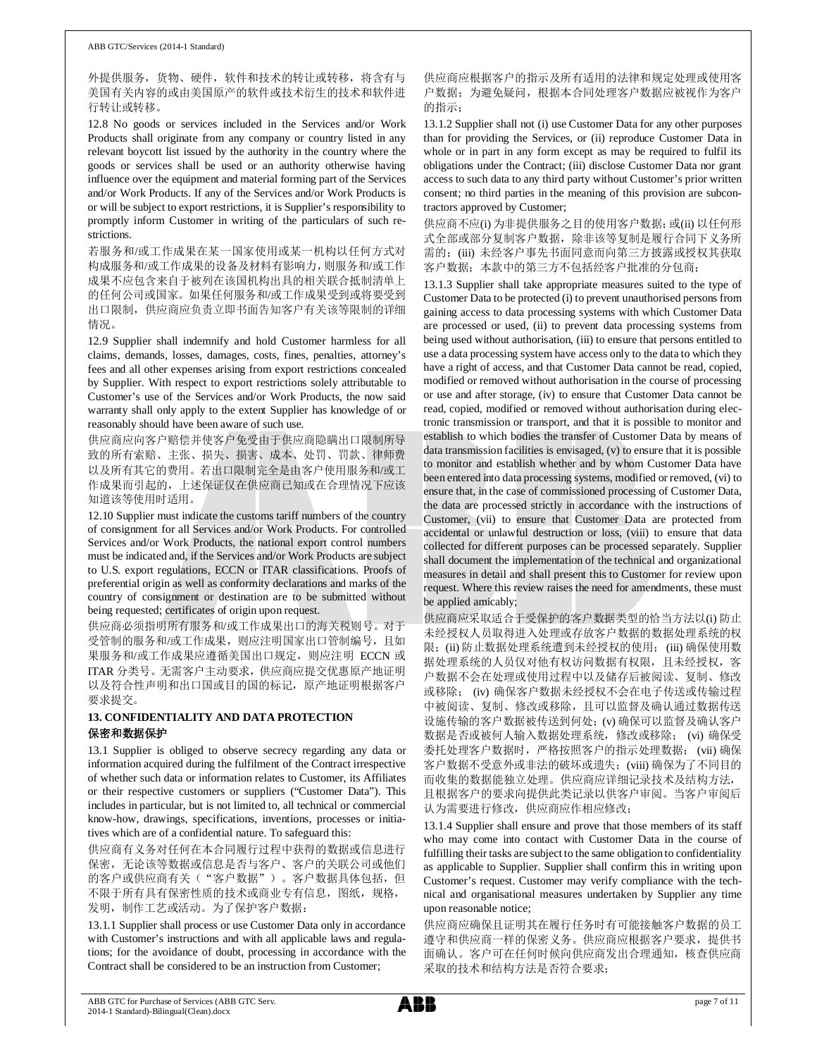外提供服务，货物、硬件，软件和技术的转让或转移，将含有与美国有关内容的或由美国原产的软件或技术衍生的技术和软件进行转让或转移。

12.8 No goods or services included in the Services and/or Work Products shall originate from any company or country listed in any relevant boycott list issued by the authority in the country where the goods or services shall be used or an authority otherwise having influence over the equipment and material forming part of the Services and/or Work Products. If any of the Services and/or Work Products is or will be subject to export restrictions, it is Supplier's responsibility to promptly inform Customer in writing of the particulars of such restrictions.

若服务和/或工作成果在某一国家使用或某一机构以任何方式对构成服务和/或工作成果的设备及材料有影响力，则服务和/或工作成果不应包含来自于被列在该国机构出具的相关联合抵制清单上的任何公司或国家。如果任何服务和/或工作成果受到或将要受到出口限制，供应商应负责立即书面告知客户有关该等限制的详细情况。

12.9 Supplier shall indemnify and hold Customer harmless for all claims, demands, losses, damages, costs, fines, penalties, attorney's fees and all other expenses arising from export restrictions concealed by Supplier. With respect to export restrictions solely attributable to Customer's use of the Services and/or Work Products, the now said warranty shall only apply to the extent Supplier has knowledge of or reasonably should have been aware of such use.

供应商应向客户赔偿并使客户免受由于供应商隐瞒出口限制所导致的所有索赔、主张、损失、损害、成本、处罚、罚款、律师费以及所有其它的费用。若出口限制完全是由客户使用服务和/或工作成果而引起的，上述保证仅在供应商已知或在合理情况下应该知道该等使用时适用。

12.10 Supplier must indicate the customs tariff numbers of the country of consignment for all Services and/or Work Products. For controlled Services and/or Work Products, the national export control numbers must be indicated and, if the Services and/or Work Products are subject to U.S. export regulations, ECCN or ITAR classifications. Proofs of preferential origin as well as conformity declarations and marks of the country of consignment or destination are to be submitted without being requested; certificates of origin upon request.

供应商必须指明所有服务和/或工作成果出口的海关税则号。对于受管制的服务和/或工作成果，则应注明国家出口管制编号，且如果服务和/或工作成果应遵循美国出口规定，则应注明 ECCN 或 ITAR 分类号。无需客户主动要求，供应商应提交优惠原产地证明以及符合性声明和出口国或目的国的标记，原产地证明根据客户要求提交。

### 13. CONFIDENTIALITY AND DATA PROTECTION
### 保密和数据保护

13.1 Supplier is obliged to observe secrecy regarding any data or information acquired during the fulfilment of the Contract irrespective of whether such data or information relates to Customer, its Affiliates or their respective customers or suppliers ("Customer Data"). This includes in particular, but is not limited to, all technical or commercial know-how, drawings, specifications, inventions, processes or initiatives which are of a confidential nature. To safeguard this:

供应商有义务对任何在本合同履行过程中获得的数据或信息进行保密，无论该等数据或信息是否与客户、客户的关联公司或他们的客户或供应商有关（"客户数据"）。客户数据具体包括，但不限于所有具有保密性质的技术或商业专有信息，图纸，规格，发明，制作工艺或活动。为了保护客户数据：

13.1.1 Supplier shall process or use Customer Data only in accordance with Customer's instructions and with all applicable laws and regulations; for the avoidance of doubt, processing in accordance with the Contract shall be considered to be an instruction from Customer;

供应商应根据客户的指示及所有适用的法律和规定处理或使用客户数据；为避免疑问，根据本合同处理客户数据应被视作为客户的指示；

13.1.2 Supplier shall not (i) use Customer Data for any other purposes than for providing the Services, or (ii) reproduce Customer Data in whole or in part in any form except as may be required to fulfil its obligations under the Contract; (iii) disclose Customer Data nor grant access to such data to any third party without Customer's prior written consent; no third parties in the meaning of this provision are subcontractors approved by Customer;

供应商不应(i) 为非提供服务之目的使用客户数据；或(ii) 以任何形式全部或部分复制客户数据，除非该等复制是履行合同下义务所需的；(iii) 未经客户事先书面同意而向第三方披露或授权其获取客户数据；本款中的第三方不包括经客户批准的分包商；

13.1.3 Supplier shall take appropriate measures suited to the type of Customer Data to be protected (i) to prevent unauthorised persons from gaining access to data processing systems with which Customer Data are processed or used, (ii) to prevent data processing systems from being used without authorisation, (iii) to ensure that persons entitled to use a data processing system have access only to the data to which they have a right of access, and that Customer Data cannot be read, copied, modified or removed without authorisation in the course of processing or use and after storage, (iv) to ensure that Customer Data cannot be read, copied, modified or removed without authorisation during electronic transmission or transport, and that it is possible to monitor and establish to which bodies the transfer of Customer Data by means of data transmission facilities is envisaged, (v) to ensure that it is possible to monitor and establish whether and by whom Customer Data have been entered into data processing systems, modified or removed, (vi) to ensure that, in the case of commissioned processing of Customer Data, the data are processed strictly in accordance with the instructions of Customer, (vii) to ensure that Customer Data are protected from accidental or unlawful destruction or loss, (viii) to ensure that data collected for different purposes can be processed separately. Supplier shall document the implementation of the technical and organizational measures in detail and shall present this to Customer for review upon request. Where this review raises the need for amendments, these must be applied amicably;

供应商应采取适合于受保护的客户数据类型的恰当方法以(i) 防止未经授权人员取得进入处理或存放客户数据的数据处理系统的权限；(ii) 防止数据处理系统遭到未经授权的使用；(iii) 确保使用数据处理系统的人员仅对他有权访问数据有权限，且未经授权，客户数据不会在处理或使用过程中以及储存后被阅读、复制、修改或移除；(iv) 确保客户数据未经授权不会在电子传送或传输过程中被阅读、复制、修改或移除，且可以监督及确认通过数据传送设施传输的客户数据被传送到何处；(v) 确保可以监督及确认客户数据是否或被何人输入数据处理系统，修改或移除；(vi) 确保受委托处理客户数据时，严格按照客户的指示处理数据；(vii) 确保客户数据不受意外或非法的破坏或遗失；(viii) 确保为了不同目的而收集的数据能独立处理。供应商应详细记录技术及结构方法，且根据客户的要求向提供此类记录以供客户审阅。当客户审阅后认为需要进行修改，供应商应作相应修改；

13.1.4 Supplier shall ensure and prove that those members of its staff who may come into contact with Customer Data in the course of fulfilling their tasks are subject to the same obligation to confidentiality as applicable to Supplier. Supplier shall confirm this in writing upon Customer's request. Customer may verify compliance with the technical and organisational measures undertaken by Supplier any time upon reasonable notice;

供应商应确保且证明其在履行任务时有可能接触客户数据的员工遵守和供应商一样的保密义务。供应商应根据客户要求，提供书面确认。客户可在任何时候向供应商发出合理通知，核查供应商采取的技术和结构方法是否符合要求；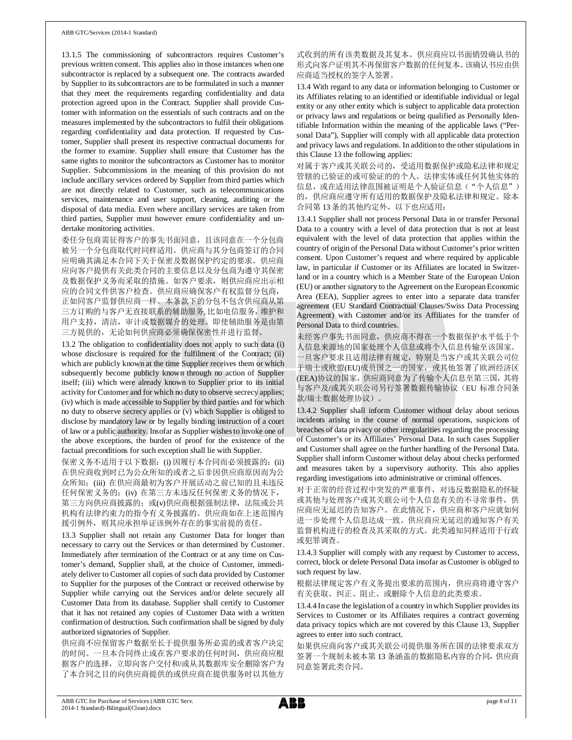13.1.5 The commissioning of subcontractors requires Customer's previous written consent. This applies also in those instances when one subcontractor is replaced by a subsequent one. The contracts awarded by Supplier to its subcontractors are to be formulated in such a manner that they meet the requirements regarding confidentiality and data protection agreed upon in the Contract. Supplier shall provide Customer with information on the essentials of such contracts and on the measures implemented by the subcontractors to fulfil their obligations regarding confidentiality and data protection. If requested by Customer, Supplier shall present its respective contractual documents for the former to examine. Supplier shall ensure that Customer has the same rights to monitor the subcontractors as Customer has to monitor Supplier. Subcommissions in the meaning of this provision do not include ancillary services ordered by Supplier from third parties which are not directly related to Customer, such as telecommunications services, maintenance and user support, cleaning, auditing or the disposal of data media. Even where ancillary services are taken from third parties, Supplier must however ensure confidentiality and undertake monitoring activities.

委任分包商需征得客户的事先书面同意，且该同意在一个分包商被另一个分包商取代时同样适用。供应商与其分包商签订的合同应明确其满足本合同下关于保密及数据保护约定的要求。供应商应向客户提供有关此类合同的主要信息以及分包商为遵守其保密及数据保护义务而采取的措施。如客户要求，则供应商应出示相应的合同文件供客户检查。供应商应确保客户有权监督分包商，正如同客户监督供应商一样。本条款下的分包不包含供应商从第三方订购的与客户无直接联系的辅助服务，比如电信服务，维护和用户支持，清洁，审计或数据媒介的处理。即使辅助服务是由第三方提供的，无论如何供应商必须确保保密性并进行监督。

13.2 The obligation to confidentiality does not apply to such data (i) whose disclosure is required for the fulfilment of the Contract; (ii) which are publicly known at the time Supplier receives them or which subsequently become publicly known through no action of Supplier itself; (iii) which were already known to Supplier prior to its initial activity for Customer and for which no duty to observe secrecy applies; (iv) which is made accessible to Supplier by third parties and for which no duty to observe secrecy applies or (v) which Supplier is obliged to disclose by mandatory law or by legally binding instruction of a court of law or a public authority. Insofar as Supplier wishes to invoke one of the above exceptions, the burden of proof for the existence of the factual preconditions for such exception shall lie with Supplier.

保密义务不适用于以下数据：(i) 因履行本合同而必须披露的；(ii) 在供应商收到时已为公众所知的或者之后非因供应商原因而为公众所知；(iii) 在供应商最初为客户开展活动之前已知的且未违反任何保密义务的；(iv) 在第三方未违反任何保密义务的情况下，第三方向供应商披露的；或(v)供应商根据强制法律，法院或公共机构有法律约束力的指令有义务披露的。供应商如在上述范围内援引例外，则其应承担举证该例外存在的事实前提的责任。

13.3 Supplier shall not retain any Customer Data for longer than necessary to carry out the Services or than determined by Customer. Immediately after termination of the Contract or at any time on Customer's demand, Supplier shall, at the choice of Customer, immediately deliver to Customer all copies of such data provided by Customer to Supplier for the purposes of the Contract or received otherwise by Supplier while carrying out the Services and/or delete securely all Customer Data from its database. Supplier shall certify to Customer that it has not retained any copies of Customer Data with a written confirmation of destruction. Such confirmation shall be signed by duly authorized signatories of Supplier.

供应商不应保留客户数据至长于提供服务所必需的或者客户决定的时间。一旦本合同终止或在客户要求的任何时间，供应商应根据客户的选择，立即向客户交付和/或从其数据库安全删除客户为了本合同之目的向供应商提供的或供应商在提供服务时以其他方式收到的所有该类数据及其复本。供应商应以书面销毁确认书的形式向客户证明其不再保留客户数据的任何复本。该确认书应由供应商适当授权的签字人签署。

13.4 With regard to any data or information belonging to Customer or its Affiliates relating to an identified or identifiable individual or legal entity or any other entity which is subject to applicable data protection or privacy laws and regulations or being qualified as Personally Identifiable Information within the meaning of the applicable laws ("Personal Data"), Supplier will comply with all applicable data protection and privacy laws and regulations. In addition to the other stipulations in this Clause 13 the following applies:

对属于客户或其关联公司的，受适用数据保护或隐私法律和规定管辖的已验证的或可验证的的个人、法律实体或任何其他实体的信息，或在适用法律范围被证明是个人验证信息（"个人信息"）的，供应商应遵守所有适用的数据保护及隐私法律和规定。除本合同第 13 条的其他约定外，以下也应适用：

13.4.1 Supplier shall not process Personal Data in or transfer Personal Data to a country with a level of data protection that is not at least equivalent with the level of data protection that applies within the country of origin of the Personal Data without Customer's prior written consent. Upon Customer's request and where required by applicable law, in particular if Customer or its Affiliates are located in Switzerland or in a country which is a Member State of the European Union (EU) or another signatory to the Agreement on the European Economic Area (EEA), Supplier agrees to enter into a separate data transfer agreement (EU Standard Contractual Clauses/Swiss Data Processing Agreement) with Customer and/or its Affiliates for the transfer of Personal Data to third countries.

未经客户事先书面同意，供应商不得在一个数据保护水平低于个人信息来源地的国家处理个人信息或将个人信息传输至该国家。一旦客户要求且适用法律有规定，特别是当客户或其关联公司位于瑞士或欧盟(EU)成员国之一的国家，或其他签署了欧洲经济区(EEA)协议的国家，供应商同意为了传输个人信息至第三国，其将与客户及/或其关联公司另行签署数据传输协议（EU 标准合同条款/瑞士数据处理协议）。

13.4.2 Supplier shall inform Customer without delay about serious incidents arising in the course of normal operations, suspicions of breaches of data privacy or other irregularities regarding the processing of Customer's or its Affiliates' Personal Data. In such cases Supplier and Customer shall agree on the further handling of the Personal Data. Supplier shall inform Customer without delay about checks performed and measures taken by a supervisory authority. This also applies regarding investigations into administrative or criminal offences.

对于正常的经营过程中突发的严重事件，对违反数据隐私的怀疑或其他与处理客户或其关联公司个人信息有关的不寻常事件，供应商应无延迟的告知客户。在此情况下，供应商和客户应就如何进一步处理个人信息达成一致。供应商应无延迟的通知客户有关监督机构进行的检查及其采取的方式。此类通知同样适用于行政或犯罪调查。

13.4.3 Supplier will comply with any request by Customer to access, correct, block or delete Personal Data insofar as Customer is obliged to such request by law.

根据法律规定客户有义务提出要求的范围内，供应商将遵守客户有关获取、纠正、阻止、或删除个人信息的此类要求。

13.4.4 In case the legislation of a country in which Supplier provides its Services to Customer or its Affiliates requires a contract governing data privacy topics which are not covered by this Clause 13, Supplier agrees to enter into such contract.

如果供应商向客户或其关联公司提供服务所在国的法律要求双方签署一个规制未被本第 13 条涵盖的数据隐私内容的合同，供应商同意签署此类合同。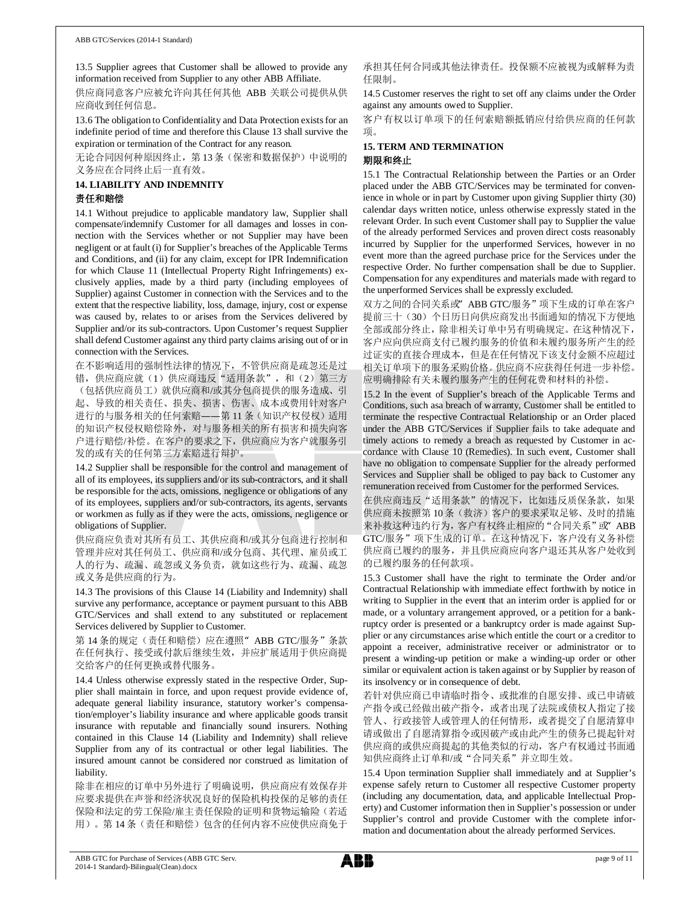13.5 Supplier agrees that Customer shall be allowed to provide any information received from Supplier to any other ABB Affiliate.

供应商同意客户应被允许向其任何其他 ABB 关联公司提供从供应商收到的任何信息。

13.6 The obligation to Confidentiality and Data Protection exists for an indefinite period of time and therefore this Clause 13 shall survive the expiration or termination of the Contract for any reason.

无论合同因何种原因终止，第 13 条（保密和数据保护）中说明的义务应在合同终止后一直有效。

### 14. LIABILITY AND INDEMNITY

### 责任和赔偿

14.1 Without prejudice to applicable mandatory law, Supplier shall compensate/indemnify Customer for all damages and losses in connection with the Services whether or not Supplier may have been negligent or at fault (i) for Supplier's breaches of the Applicable Terms and Conditions, and (ii) for any claim, except for IPR Indemnification for which Clause 11 (Intellectual Property Right Infringements) exclusively applies, made by a third party (including employees of Supplier) against Customer in connection with the Services and to the extent that the respective liability, loss, damage, injury, cost or expense was caused by, relates to or arises from the Services delivered by Supplier and/or its sub-contractors. Upon Customer's request Supplier shall defend Customer against any third party claims arising out of or in connection with the Services.

在不影响适用的强制性法律的情况下，不管供应商是疏忽还是过错，供应商应就（1）供应商违反"适用条款"，和（2）第三方（包括供应商员工）就供应商和/或其分包商提供的服务造成、引起、导致的相关责任、损失、损害、伤害、成本或费用针对客户进行的与服务相关的任何索赔——第 11 条（知识产权侵权）适用的知识产权侵权赔偿除外，对与服务相关的所有损害和损失向客户进行赔偿/补偿。在客户的要求之下，供应商应为客户就服务引发的或有关的任何第三方索赔进行辩护。

14.2 Supplier shall be responsible for the control and management of all of its employees, its suppliers and/or its sub-contractors, and it shall be responsible for the acts, omissions, negligence or obligations of any of its employees, suppliers and/or sub-contractors, its agents, servants or workmen as fully as if they were the acts, omissions, negligence or obligations of Supplier.

供应商应负责对其所有员工、其供应商和/或其分包商进行控制和管理并应对其任何员工、供应商和/或分包商、其代理、雇员或工人的行为、疏漏、疏忽或义务负责，就如这些行为、疏漏、疏忽或义务是供应商的行为。

14.3 The provisions of this Clause 14 (Liability and Indemnity) shall survive any performance, acceptance or payment pursuant to this ABB GTC/Services and shall extend to any substituted or replacement Services delivered by Supplier to Customer.

第 14 条的规定（责任和赔偿）应在遵照"ABB GTC/服务"条款在任何执行、接受或付款后继续生效，并应扩展适用于供应商提交给客户的任何更换或替代服务。

14.4 Unless otherwise expressly stated in the respective Order, Supplier shall maintain in force, and upon request provide evidence of, adequate general liability insurance, statutory worker's compensation/employer's liability insurance and where applicable goods transit insurance with reputable and financially sound insurers. Nothing contained in this Clause 14 (Liability and Indemnity) shall relieve Supplier from any of its contractual or other legal liabilities. The insured amount cannot be considered nor construed as limitation of liability.

除非在相应的订单中另外进行了明确说明，供应商应有效保存并应要求提供在声誉和经济状况良好的保险机构投保的足够的责任保险和法定的劳工保险/雇主责任保险的证明和货物运输险（若适用）。第 14 条（责任和赔偿）包含的任何内容不应使供应商免于承担其任何合同或其他法律责任。投保额不应被视为或解释为责任限制。

14.5 Customer reserves the right to set off any claims under the Order against any amounts owed to Supplier.

客户有权以订单项下的任何索赔额抵销应付给供应商的任何款项。

### 15. TERM AND TERMINATION

### 期限和终止

15.1 The Contractual Relationship between the Parties or an Order placed under the ABB GTC/Services may be terminated for convenience in whole or in part by Customer upon giving Supplier thirty (30) calendar days written notice, unless otherwise expressly stated in the relevant Order. In such event Customer shall pay to Supplier the value of the already performed Services and proven direct costs reasonably incurred by Supplier for the unperformed Services, however in no event more than the agreed purchase price for the Services under the respective Order. No further compensation shall be due to Supplier. Compensation for any expenditures and materials made with regard to the unperformed Services shall be expressly excluded.

双方之间的合同关系或"ABB GTC/服务"项下生成的订单在客户提前三十（30）个日历日向供应商发出书面通知的情况下方便地全部或部分终止，除非相关订单中另有明确规定。在这种情况下，客户应向供应商支付已履约服务的价值和未履约服务所产生的经过证实的直接合理成本，但是在任何情况下该支付金额不应超过相关订单项下的服务采购价格。供应商不应获得任何进一步补偿。应明确排除有关未履约服务产生的任何花费和材料的补偿。

15.2 In the event of Supplier's breach of the Applicable Terms and Conditions, such asa breach of warranty, Customer shall be entitled to terminate the respective Contractual Relationship or an Order placed under the ABB GTC/Services if Supplier fails to take adequate and timely actions to remedy a breach as requested by Customer in accordance with Clause 10 (Remedies). In such event, Customer shall have no obligation to compensate Supplier for the already performed Services and Supplier shall be obliged to pay back to Customer any remuneration received from Customer for the performed Services.

在供应商违反"适用条款"的情况下，比如违反质保条款，如果供应商未按照第 10 条（救济）客户的要求采取足够、及时的措施来补救这种违约行为，客户有权终止相应的"合同关系"或"ABB GTC/服务"项下生成的订单。在这种情况下，客户没有义务补偿供应商已履约的服务，并且供应商应向客户退还其从客户处收到的已履约服务的任何款项。

15.3 Customer shall have the right to terminate the Order and/or Contractual Relationship with immediate effect forthwith by notice in writing to Supplier in the event that an interim order is applied for or made, or a voluntary arrangement approved, or a petition for a bankruptcy order is presented or a bankruptcy order is made against Supplier or any circumstances arise which entitle the court or a creditor to appoint a receiver, administrative receiver or administrator or to present a winding-up petition or make a winding-up order or other similar or equivalent action is taken against or by Supplier by reason of its insolvency or in consequence of debt.

若针对供应商已申请临时指令、或批准的自愿安排、或已申请破产指令或已经做出破产指令，或者出现了法院或债权人指定了接管人、行政接管人或管理人的任何情形，或者提交了自愿清算申请或做出了自愿清算指令或因破产或由此产生的债务已提起针对供应商的或供应商提起的其他类似的行动，客户有权通过书面通知供应商终止订单和/或"合同关系"并立即生效。

15.4 Upon termination Supplier shall immediately and at Supplier's expense safely return to Customer all respective Customer property (including any documentation, data, and applicable Intellectual Property) and Customer information then in Supplier's possession or under Supplier's control and provide Customer with the complete information and documentation about the already performed Services.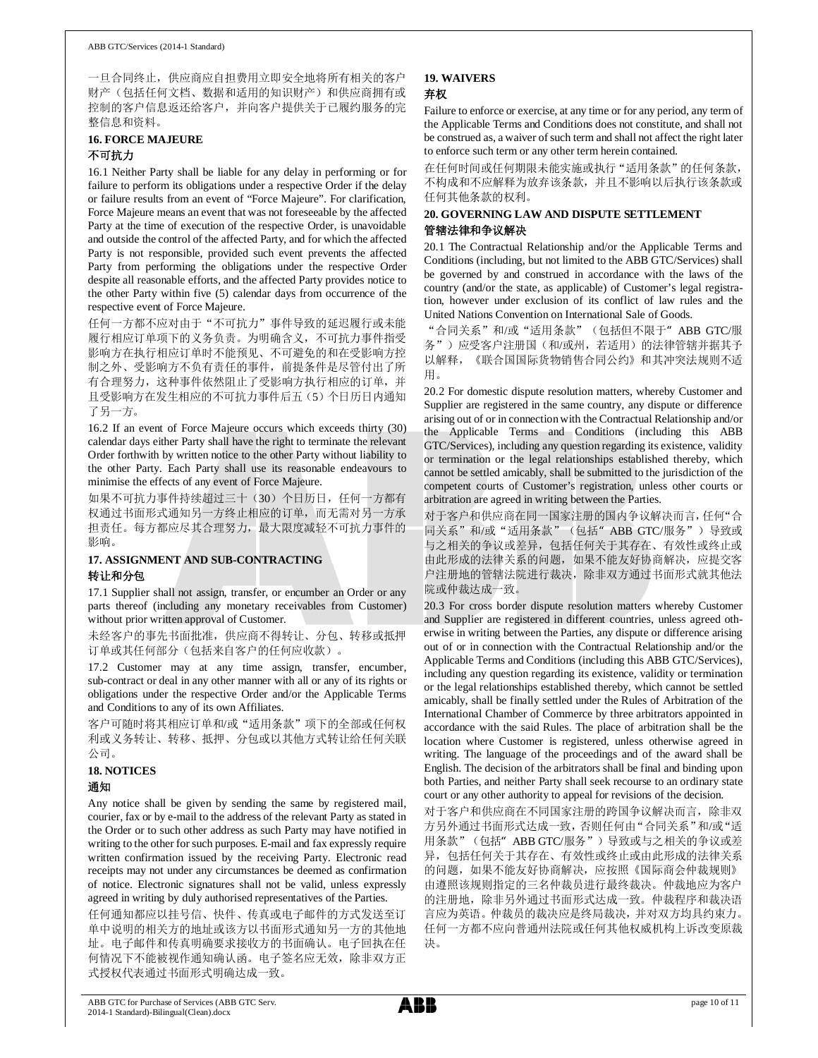一旦合同终止，供应商应自担费用立即安全地将所有相关的客户财产（包括任何文档、数据和适用的知识财产）和供应商拥有或控制的客户信息返还给客户，并向客户提供关于已履约服务的完整信息和资料。

### 16. FORCE MAJEURE

### 不可抗力

16.1 Neither Party shall be liable for any delay in performing or for failure to perform its obligations under a respective Order if the delay or failure results from an event of "Force Majeure". For clarification, Force Majeure means an event that was not foreseeable by the affected Party at the time of execution of the respective Order, is unavoidable and outside the control of the affected Party, and for which the affected Party is not responsible, provided such event prevents the affected Party from performing the obligations under the respective Order despite all reasonable efforts, and the affected Party provides notice to the other Party within five (5) calendar days from occurrence of the respective event of Force Majeure.

任何一方都不应对由于"不可抗力"事件导致的延迟履行或未能履行相应订单项下的义务负责。为明确含义，不可抗力事件指受影响方在执行相应订单时不能预见、不可避免的和在受影响方控制之外、受影响方不负有责任的事件，前提条件是尽管付出了所有合理努力，这种事件依然阻止了受影响方执行相应的订单，并且受影响方在发生相应的不可抗力事件后五（5）个日历日内通知了另一方。

16.2 If an event of Force Majeure occurs which exceeds thirty (30) calendar days either Party shall have the right to terminate the relevant Order forthwith by written notice to the other Party without liability to the other Party. Each Party shall use its reasonable endeavours to minimise the effects of any event of Force Majeure.

如果不可抗力事件持续超过三十（30）个日历日，任何一方都有权通过书面形式通知另一方终止相应的订单，而无需对另一方承担责任。每方都应尽其合理努力，最大限度减轻不可抗力事件的影响。

### 17. ASSIGNMENT AND SUB-CONTRACTING

### 转让和分包

17.1 Supplier shall not assign, transfer, or encumber an Order or any parts thereof (including any monetary receivables from Customer) without prior written approval of Customer.

未经客户的事先书面批准，供应商不得转让、分包、转移或抵押订单或其任何部分（包括来自客户的任何应收款）。

17.2 Customer may at any time assign, transfer, encumber, sub-contract or deal in any other manner with all or any of its rights or obligations under the respective Order and/or the Applicable Terms and Conditions to any of its own Affiliates.

客户可随时将其相应订单和/或"适用条款"项下的全部或任何权利或义务转让、转移、抵押、分包或以其他方式转让给任何关联公司。

### 18. NOTICES

### 通知

Any notice shall be given by sending the same by registered mail, courier, fax or by e-mail to the address of the relevant Party as stated in the Order or to such other address as such Party may have notified in writing to the other for such purposes. E-mail and fax expressly require written confirmation issued by the receiving Party. Electronic read receipts may not under any circumstances be deemed as confirmation of notice. Electronic signatures shall not be valid, unless expressly agreed in writing by duly authorised representatives of the Parties.

任何通知都应以挂号信、快件、传真或电子邮件的方式发送至订单中说明的相关方的地址或该方以书面形式通知另一方的其他地址。电子邮件和传真明确要求接收方的书面确认。电子回执在任何情况下不能被视作通知确认函。电子签名应无效，除非双方正式授权代表通过书面形式明确达成一致。

### 19. WAIVERS

### 弃权

Failure to enforce or exercise, at any time or for any period, any term of the Applicable Terms and Conditions does not constitute, and shall not be construed as, a waiver of such term and shall not affect the right later to enforce such term or any other term herein contained.

在任何时间或任何期限未能实施或执行"适用条款"的任何条款，不构成和不应解释为放弃该条款，并且不影响以后执行该条款或任何其他条款的权利。

### 20. GOVERNING LAW AND DISPUTE SETTLEMENT

### 管辖法律和争议解决

20.1 The Contractual Relationship and/or the Applicable Terms and Conditions (including, but not limited to the ABB GTC/Services) shall be governed by and construed in accordance with the laws of the country (and/or the state, as applicable) of Customer's legal registration, however under exclusion of its conflict of law rules and the United Nations Convention on International Sale of Goods.

"合同关系"和/或"适用条款"（包括但不限于" ABB GTC/服务"）应受客户注册国（和/或州，若适用）的法律管辖并据其予以解释，《联合国国际货物销售合同公约》和其冲突法规则不适用。

20.2 For domestic dispute resolution matters, whereby Customer and Supplier are registered in the same country, any dispute or difference arising out of or in connection with the Contractual Relationship and/or the Applicable Terms and Conditions (including this ABB GTC/Services), including any question regarding its existence, validity or termination or the legal relationships established thereby, which cannot be settled amicably, shall be submitted to the jurisdiction of the competent courts of Customer's registration, unless other courts or arbitration are agreed in writing between the Parties.

对于客户和供应商在同一国家注册的国内争议解决而言，任何"合同关系"和/或"适用条款"（包括" ABB GTC/服务"）导致或与之相关的争议或差异，包括任何关于其存在、有效性或终止或由此形成的法律关系的问题，如果不能友好协商解决，应提交客户注册地的管辖法院进行裁决，除非双方通过书面形式就其他法院或仲裁达成一致。

20.3 For cross border dispute resolution matters whereby Customer and Supplier are registered in different countries, unless agreed otherwise in writing between the Parties, any dispute or difference arising out of or in connection with the Contractual Relationship and/or the Applicable Terms and Conditions (including this ABB GTC/Services), including any question regarding its existence, validity or termination or the legal relationships established thereby, which cannot be settled amicably, shall be finally settled under the Rules of Arbitration of the International Chamber of Commerce by three arbitrators appointed in accordance with the said Rules. The place of arbitration shall be the location where Customer is registered, unless otherwise agreed in writing. The language of the proceedings and of the award shall be English. The decision of the arbitrators shall be final and binding upon both Parties, and neither Party shall seek recourse to an ordinary state court or any other authority to appeal for revisions of the decision.

对于客户和供应商在不同国家注册的跨国争议解决而言，除非双方另外通过书面形式达成一致，否则任何由"合同关系"和/或"适用条款"（包括" ABB GTC/服务"）导致或与之相关的争议或差异，包括任何关于其存在、有效性或终止或由此形成的法律关系的问题，如果不能友好协商解决，应按照《国际商会仲裁规则》由遵照该规则指定的三名仲裁员进行最终裁决。仲裁地应为客户的注册地，除非另外通过书面形式达成一致。仲裁程序和裁决语言应为英语。仲裁员的裁决应是终局裁决，并对双方均具约束力。任何一方都不应向普通州法院或任何其他权威机构上诉改变原裁决。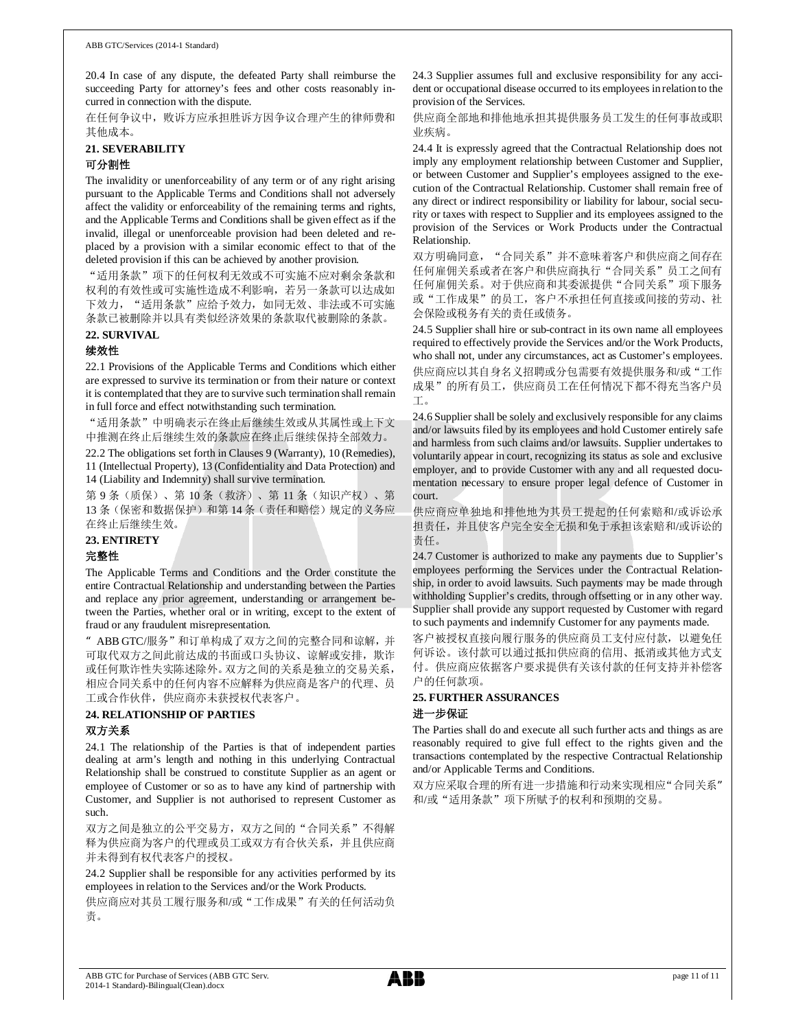20.4 In case of any dispute, the defeated Party shall reimburse the succeeding Party for attorney's fees and other costs reasonably incurred in connection with the dispute.

在任何争议中，败诉方应承担胜诉方因争议合理产生的律师费和其他成本。

## 21. SEVERABILITY

## 可分割性

The invalidity or unenforceability of any term or of any right arising pursuant to the Applicable Terms and Conditions shall not adversely affect the validity or enforceability of the remaining terms and rights, and the Applicable Terms and Conditions shall be given effect as if the invalid, illegal or unenforceable provision had been deleted and replaced by a provision with a similar economic effect to that of the deleted provision if this can be achieved by another provision.

"适用条款"项下的任何权利无效或不可实施不应对剩余条款和权利的有效性或可实施性造成不利影响，若另一条款可以达成如下效力，"适用条款"应给予效力，如同无效、非法或不可实施条款已被删除并以具有类似经济效果的条款取代被删除的条款。

## 22. SURVIVAL

## 续效性

22.1 Provisions of the Applicable Terms and Conditions which either are expressed to survive its termination or from their nature or context it is contemplated that they are to survive such termination shall remain in full force and effect notwithstanding such termination.

"适用条款"中明确表示在终止后继续生效或从其属性或上下文中推测在终止后继续生效的条款应在终止后继续保持全部效力。

22.2 The obligations set forth in Clauses 9 (Warranty), 10 (Remedies), 11 (Intellectual Property), 13 (Confidentiality and Data Protection) and 14 (Liability and Indemnity) shall survive termination.

第 9 条（质保）、第 10 条（救济）、第 11 条（知识产权）、第 13 条（保密和数据保护）和第 14 条（责任和赔偿）规定的义务应在终止后继续生效。

## 23. ENTIRETY

## 完整性

The Applicable Terms and Conditions and the Order constitute the entire Contractual Relationship and understanding between the Parties and replace any prior agreement, understanding or arrangement between the Parties, whether oral or in writing, except to the extent of fraud or any fraudulent misrepresentation.

"ABB GTC/服务"和订单构成了双方之间的完整合同和谅解，并可取代双方之间此前达成的书面或口头协议、谅解或安排，欺诈或任何欺诈性失实陈述除外。双方之间的关系是独立的交易关系，相应合同关系中的任何内容不应解释为供应商是客户的代理、员工或合作伙伴，供应商亦未获授权代表客户。

## 24. RELATIONSHIP OF PARTIES

## 双方关系

24.1 The relationship of the Parties is that of independent parties dealing at arm's length and nothing in this underlying Contractual Relationship shall be construed to constitute Supplier as an agent or employee of Customer or so as to have any kind of partnership with Customer, and Supplier is not authorised to represent Customer as such.

双方之间是独立的公平交易方，双方之间的"合同关系"不得解释为供应商为客户的代理或员工或双方有合伙关系，并且供应商并未得到有权代表客户的授权。

24.2 Supplier shall be responsible for any activities performed by its employees in relation to the Services and/or the Work Products.

供应商应对其员工履行服务和/或"工作成果"有关的任何活动负责。

24.3 Supplier assumes full and exclusive responsibility for any accident or occupational disease occurred to its employees in relation to the provision of the Services.

供应商全部地和排他地承担其提供服务员工发生的任何事故或职业疾病。

24.4 It is expressly agreed that the Contractual Relationship does not imply any employment relationship between Customer and Supplier, or between Customer and Supplier's employees assigned to the execution of the Contractual Relationship. Customer shall remain free of any direct or indirect responsibility or liability for labour, social security or taxes with respect to Supplier and its employees assigned to the provision of the Services or Work Products under the Contractual Relationship.

双方明确同意，"合同关系"并不意味着客户和供应商之间存在任何雇佣关系或者在客户和供应商执行"合同关系"员工之间有任何雇佣关系。对于供应商和其委派提供"合同关系"项下服务或"工作成果"的员工，客户不承担任何直接或间接的劳动、社会保险或税务有关的责任或债务。

24.5 Supplier shall hire or sub-contract in its own name all employees required to effectively provide the Services and/or the Work Products, who shall not, under any circumstances, act as Customer's employees.

供应商应以其自身名义招聘或分包需要有效提供服务和/或"工作成果"的所有员工，供应商员工在任何情况下都不得充当客户员工。

24.6 Supplier shall be solely and exclusively responsible for any claims and/or lawsuits filed by its employees and hold Customer entirely safe and harmless from such claims and/or lawsuits. Supplier undertakes to voluntarily appear in court, recognizing its status as sole and exclusive employer, and to provide Customer with any and all requested documentation necessary to ensure proper legal defence of Customer in court.

供应商应单独地和排他地为其员工提起的任何索赔和/或诉讼承担责任，并且使客户完全安全无损和免于承担该索赔和/或诉讼的责任。

24.7 Customer is authorized to make any payments due to Supplier's employees performing the Services under the Contractual Relationship, in order to avoid lawsuits. Such payments may be made through withholding Supplier's credits, through offsetting or in any other way. Supplier shall provide any support requested by Customer with regard to such payments and indemnify Customer for any payments made.

客户被授权直接向履行服务的供应商员工支付应付款，以避免任何诉讼。该付款可以通过抵扣供应商的信用、抵消或其他方式支付。供应商应依据客户要求提供有关该付款的任何支持并补偿客户的任何款项。

## 25. FURTHER ASSURANCES

## 进一步保证

The Parties shall do and execute all such further acts and things as are reasonably required to give full effect to the rights given and the transactions contemplated by the respective Contractual Relationship and/or Applicable Terms and Conditions.

双方应采取合理的所有进一步措施和行动来实现相应"合同关系"和/或"适用条款"项下所赋予的权利和预期的交易。